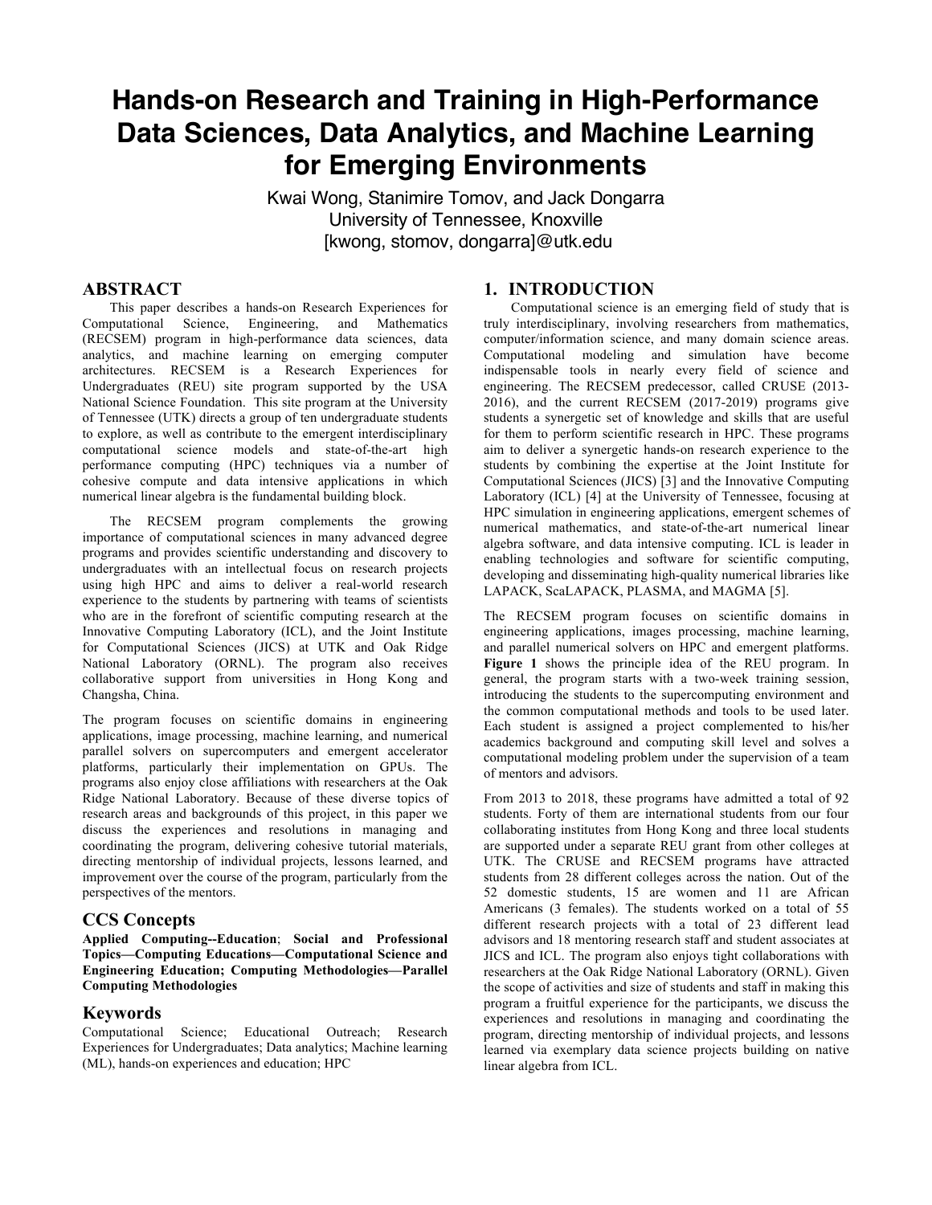# Hands-on Research and Training in High-Performance Data Sciences, Data Analytics, and Machine Learning for Emerging Environments

Kwai Wong, Stanimire Tomov, and Jack Dongarra
University of Tennessee, Knoxville
[kwong, stomov, dongarra]@utk.edu

## ABSTRACT

This paper describes a hands-on Research Experiences for Computational Science, Engineering, and Mathematics (RECSEM) program in high-performance data sciences, data analytics, and machine learning on emerging computer architectures. RECSEM is a Research Experiences for Undergraduates (REU) site program supported by the USA National Science Foundation. This site program at the University of Tennessee (UTK) directs a group of ten undergraduate students to explore, as well as contribute to the emergent interdisciplinary computational science models and state-of-the-art high performance computing (HPC) techniques via a number of cohesive compute and data intensive applications in which numerical linear algebra is the fundamental building block.

The RECSEM program complements the growing importance of computational sciences in many advanced degree programs and provides scientific understanding and discovery to undergraduates with an intellectual focus on research projects using high HPC and aims to deliver a real-world research experience to the students by partnering with teams of scientists who are in the forefront of scientific computing research at the Innovative Computing Laboratory (ICL), and the Joint Institute for Computational Sciences (JICS) at UTK and Oak Ridge National Laboratory (ORNL). The program also receives collaborative support from universities in Hong Kong and Changsha, China.

The program focuses on scientific domains in engineering applications, image processing, machine learning, and numerical parallel solvers on supercomputers and emergent accelerator platforms, particularly their implementation on GPUs. The programs also enjoy close affiliations with researchers at the Oak Ridge National Laboratory. Because of these diverse topics of research areas and backgrounds of this project, in this paper we discuss the experiences and resolutions in managing and coordinating the program, delivering cohesive tutorial materials, directing mentorship of individual projects, lessons learned, and improvement over the course of the program, particularly from the perspectives of the mentors.

## CCS Concepts

**Applied Computing--Education**; **Social and Professional Topics—Computing Educations—Computational Science and Engineering Education; Computing Methodologies—Parallel Computing Methodologies**

## Keywords

Computational Science; Educational Outreach; Research Experiences for Undergraduates; Data analytics; Machine learning (ML), hands-on experiences and education; HPC

## 1. INTRODUCTION

Computational science is an emerging field of study that is truly interdisciplinary, involving researchers from mathematics, computer/information science, and many domain science areas. Computational modeling and simulation have become indispensable tools in nearly every field of science and engineering. The RECSEM predecessor, called CRUSE (2013-2016), and the current RECSEM (2017-2019) programs give students a synergetic set of knowledge and skills that are useful for them to perform scientific research in HPC. These programs aim to deliver a synergetic hands-on research experience to the students by combining the expertise at the Joint Institute for Computational Sciences (JICS) [3] and the Innovative Computing Laboratory (ICL) [4] at the University of Tennessee, focusing at HPC simulation in engineering applications, emergent schemes of numerical mathematics, and state-of-the-art numerical linear algebra software, and data intensive computing. ICL is leader in enabling technologies and software for scientific computing, developing and disseminating high-quality numerical libraries like LAPACK, ScaLAPACK, PLASMA, and MAGMA [5].

The RECSEM program focuses on scientific domains in engineering applications, images processing, machine learning, and parallel numerical solvers on HPC and emergent platforms. **Figure 1** shows the principle idea of the REU program. In general, the program starts with a two-week training session, introducing the students to the supercomputing environment and the common computational methods and tools to be used later. Each student is assigned a project complemented to his/her academics background and computing skill level and solves a computational modeling problem under the supervision of a team of mentors and advisors.

From 2013 to 2018, these programs have admitted a total of 92 students. Forty of them are international students from our four collaborating institutes from Hong Kong and three local students are supported under a separate REU grant from other colleges at UTK. The CRUSE and RECSEM programs have attracted students from 28 different colleges across the nation. Out of the 52 domestic students, 15 are women and 11 are African Americans (3 females). The students worked on a total of 55 different research projects with a total of 23 different lead advisors and 18 mentoring research staff and student associates at JICS and ICL. The program also enjoys tight collaborations with researchers at the Oak Ridge National Laboratory (ORNL). Given the scope of activities and size of students and staff in making this program a fruitful experience for the participants, we discuss the experiences and resolutions in managing and coordinating the program, directing mentorship of individual projects, and lessons learned via exemplary data science projects building on native linear algebra from ICL.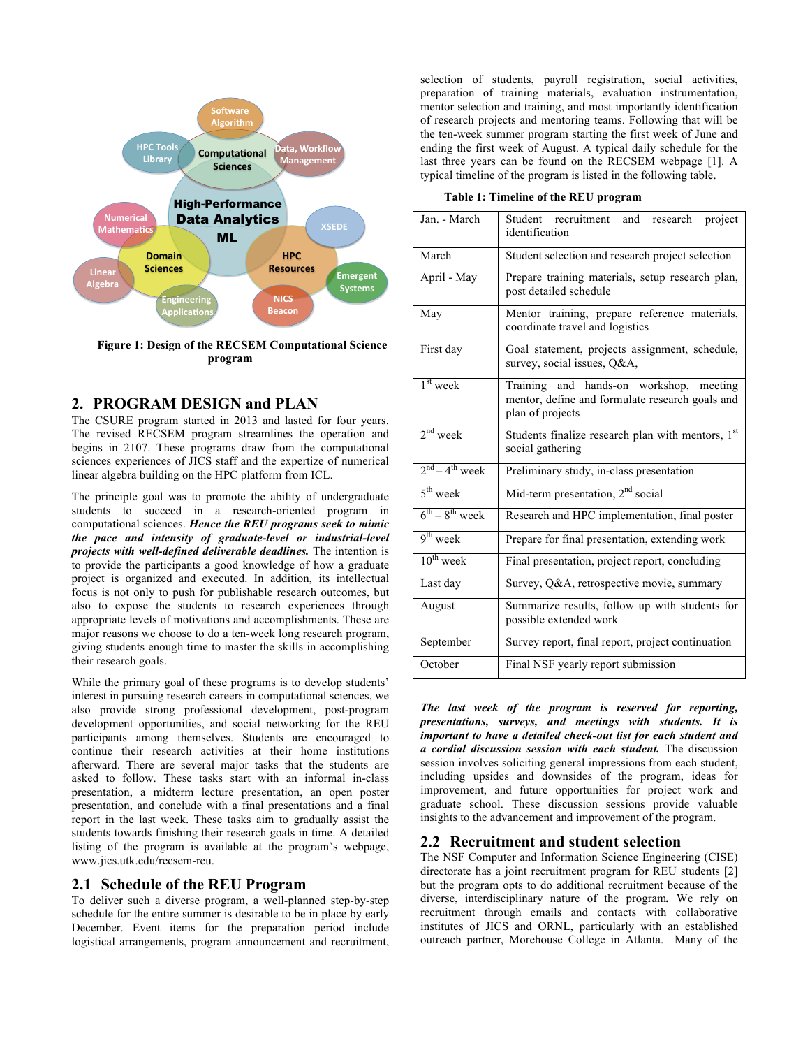Figure 1: Design of the RECSEM Computational Science program

## 2. PROGRAM DESIGN and PLAN

The CSURE program started in 2013 and lasted for four years. The revised RECSEM program streamlines the operation and begins in 2107. These programs draw from the computational sciences experiences of JICS staff and the expertize of numerical linear algebra building on the HPC platform from ICL.

The principle goal was to promote the ability of undergraduate students to succeed in a research-oriented program in computational sciences. ***Hence the REU programs seek to mimic the pace and intensity of graduate-level or industrial-level projects with well-defined deliverable deadlines.*** The intention is to provide the participants a good knowledge of how a graduate project is organized and executed. In addition, its intellectual focus is not only to push for publishable research outcomes, but also to expose the students to research experiences through appropriate levels of motivations and accomplishments. These are major reasons we choose to do a ten-week long research program, giving students enough time to master the skills in accomplishing their research goals.

While the primary goal of these programs is to develop students' interest in pursuing research careers in computational sciences, we also provide strong professional development, post-program development opportunities, and social networking for the REU participants among themselves. Students are encouraged to continue their research activities at their home institutions afterward. There are several major tasks that the students are asked to follow. These tasks start with an informal in-class presentation, a midterm lecture presentation, an open poster presentation, and conclude with a final presentations and a final report in the last week. These tasks aim to gradually assist the students towards finishing their research goals in time. A detailed listing of the program is available at the program's webpage, www.jics.utk.edu/recsem-reu.

### 2.1 Schedule of the REU Program

To deliver such a diverse program, a well-planned step-by-step schedule for the entire summer is desirable to be in place by early December. Event items for the preparation period include logistical arrangements, program announcement and recruitment, selection of students, payroll registration, social activities, preparation of training materials, evaluation instrumentation, mentor selection and training, and most importantly identification of research projects and mentoring teams. Following that will be the ten-week summer program starting the first week of June and ending the first week of August. A typical daily schedule for the last three years can be found on the RECSEM webpage [1]. A typical timeline of the program is listed in the following table.

**Table 1: Timeline of the REU program**

| | |
|---|---|
| Jan. - March | Student recruitment and research project identification |
| March | Student selection and research project selection |
| April - May | Prepare training materials, setup research plan, post detailed schedule |
| May | Mentor training, prepare reference materials, coordinate travel and logistics |
| First day | Goal statement, projects assignment, schedule, survey, social issues, Q&A, |
| 1st week | Training and hands-on workshop, meeting mentor, define and formulate research goals and plan of projects |
| 2nd week | Students finalize research plan with mentors, 1st social gathering |
| 2nd – 4th week | Preliminary study, in-class presentation |
| 5th week | Mid-term presentation, 2nd social |
| 6th – 8th week | Research and HPC implementation, final poster |
| 9th week | Prepare for final presentation, extending work |
| 10th week | Final presentation, project report, concluding |
| Last day | Survey, Q&A, retrospective movie, summary |
| August | Summarize results, follow up with students for possible extended work |
| September | Survey report, final report, project continuation |
| October | Final NSF yearly report submission |

***The last week of the program is reserved for reporting, presentations, surveys, and meetings with students. It is important to have a detailed check-out list for each student and a cordial discussion session with each student.*** The discussion session involves soliciting general impressions from each student, including upsides and downsides of the program, ideas for improvement, and future opportunities for project work and graduate school. These discussion sessions provide valuable insights to the advancement and improvement of the program.

### 2.2 Recruitment and student selection

The NSF Computer and Information Science Engineering (CISE) directorate has a joint recruitment program for REU students [2] but the program opts to do additional recruitment because of the diverse, interdisciplinary nature of the program. We rely on recruitment through emails and contacts with collaborative institutes of JICS and ORNL, particularly with an established outreach partner, Morehouse College in Atlanta. Many of the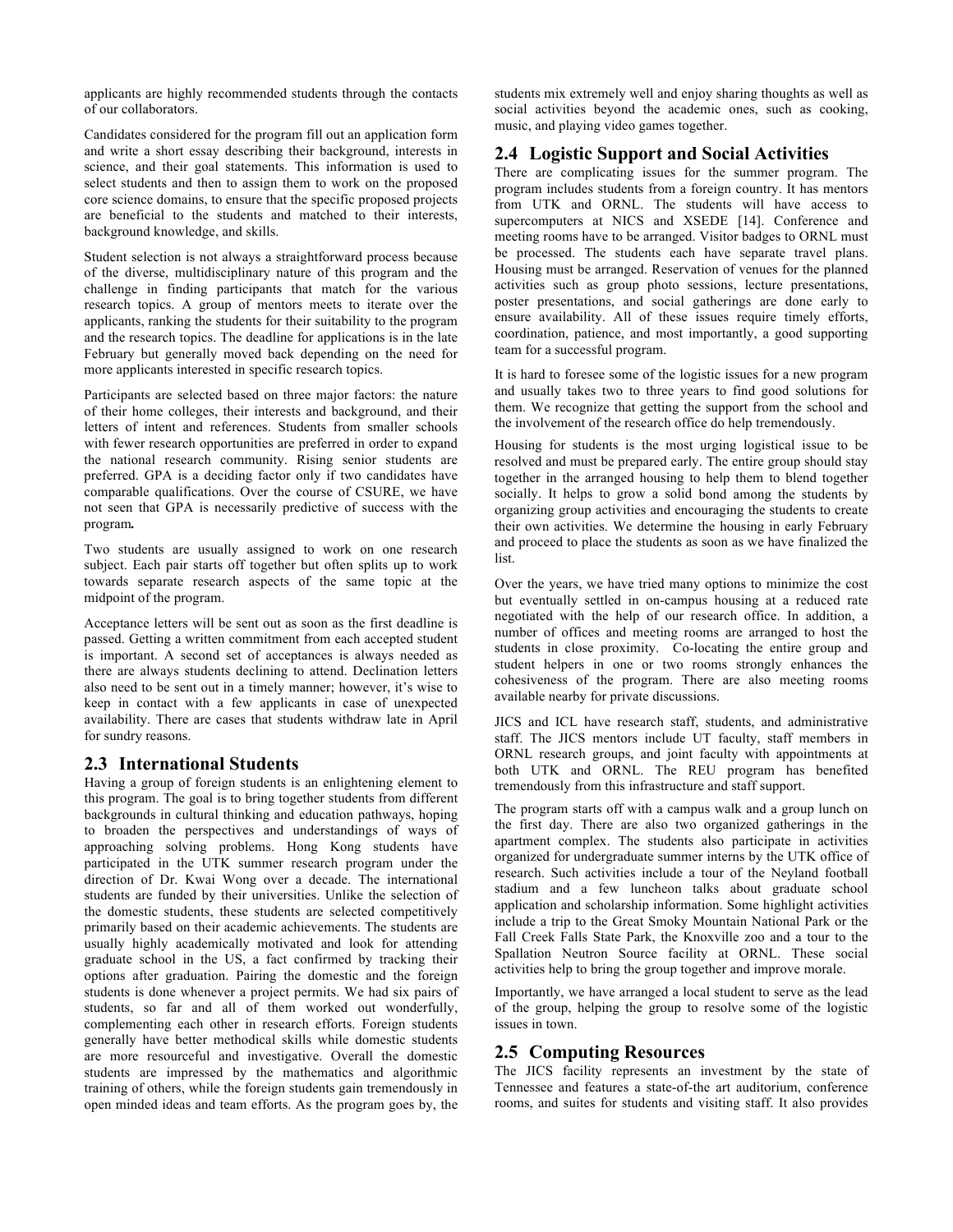applicants are highly recommended students through the contacts of our collaborators.

Candidates considered for the program fill out an application form and write a short essay describing their background, interests in science, and their goal statements. This information is used to select students and then to assign them to work on the proposed core science domains, to ensure that the specific proposed projects are beneficial to the students and matched to their interests, background knowledge, and skills.

Student selection is not always a straightforward process because of the diverse, multidisciplinary nature of this program and the challenge in finding participants that match for the various research topics. A group of mentors meets to iterate over the applicants, ranking the students for their suitability to the program and the research topics. The deadline for applications is in the late February but generally moved back depending on the need for more applicants interested in specific research topics.

Participants are selected based on three major factors: the nature of their home colleges, their interests and background, and their letters of intent and references. Students from smaller schools with fewer research opportunities are preferred in order to expand the national research community. Rising senior students are preferred. GPA is a deciding factor only if two candidates have comparable qualifications. Over the course of CSURE, we have not seen that GPA is necessarily predictive of success with the program**.**

Two students are usually assigned to work on one research subject. Each pair starts off together but often splits up to work towards separate research aspects of the same topic at the midpoint of the program.

Acceptance letters will be sent out as soon as the first deadline is passed. Getting a written commitment from each accepted student is important. A second set of acceptances is always needed as there are always students declining to attend. Declination letters also need to be sent out in a timely manner; however, it's wise to keep in contact with a few applicants in case of unexpected availability. There are cases that students withdraw late in April for sundry reasons.

## 2.3 International Students

Having a group of foreign students is an enlightening element to this program. The goal is to bring together students from different backgrounds in cultural thinking and education pathways, hoping to broaden the perspectives and understandings of ways of approaching solving problems. Hong Kong students have participated in the UTK summer research program under the direction of Dr. Kwai Wong over a decade. The international students are funded by their universities. Unlike the selection of the domestic students, these students are selected competitively primarily based on their academic achievements. The students are usually highly academically motivated and look for attending graduate school in the US, a fact confirmed by tracking their options after graduation. Pairing the domestic and the foreign students is done whenever a project permits. We had six pairs of students, so far and all of them worked out wonderfully, complementing each other in research efforts. Foreign students generally have better methodical skills while domestic students are more resourceful and investigative. Overall the domestic students are impressed by the mathematics and algorithmic training of others, while the foreign students gain tremendously in open minded ideas and team efforts. As the program goes by, the students mix extremely well and enjoy sharing thoughts as well as social activities beyond the academic ones, such as cooking, music, and playing video games together.

## 2.4 Logistic Support and Social Activities

There are complicating issues for the summer program. The program includes students from a foreign country. It has mentors from UTK and ORNL. The students will have access to supercomputers at NICS and XSEDE [14]. Conference and meeting rooms have to be arranged. Visitor badges to ORNL must be processed. The students each have separate travel plans. Housing must be arranged. Reservation of venues for the planned activities such as group photo sessions, lecture presentations, poster presentations, and social gatherings are done early to ensure availability. All of these issues require timely efforts, coordination, patience, and most importantly, a good supporting team for a successful program.

It is hard to foresee some of the logistic issues for a new program and usually takes two to three years to find good solutions for them. We recognize that getting the support from the school and the involvement of the research office do help tremendously.

Housing for students is the most urging logistical issue to be resolved and must be prepared early. The entire group should stay together in the arranged housing to help them to blend together socially. It helps to grow a solid bond among the students by organizing group activities and encouraging the students to create their own activities. We determine the housing in early February and proceed to place the students as soon as we have finalized the list.

Over the years, we have tried many options to minimize the cost but eventually settled in on-campus housing at a reduced rate negotiated with the help of our research office. In addition, a number of offices and meeting rooms are arranged to host the students in close proximity. Co-locating the entire group and student helpers in one or two rooms strongly enhances the cohesiveness of the program. There are also meeting rooms available nearby for private discussions.

JICS and ICL have research staff, students, and administrative staff. The JICS mentors include UT faculty, staff members in ORNL research groups, and joint faculty with appointments at both UTK and ORNL. The REU program has benefited tremendously from this infrastructure and staff support.

The program starts off with a campus walk and a group lunch on the first day. There are also two organized gatherings in the apartment complex. The students also participate in activities organized for undergraduate summer interns by the UTK office of research. Such activities include a tour of the Neyland football stadium and a few luncheon talks about graduate school application and scholarship information. Some highlight activities include a trip to the Great Smoky Mountain National Park or the Fall Creek Falls State Park, the Knoxville zoo and a tour to the Spallation Neutron Source facility at ORNL. These social activities help to bring the group together and improve morale.

Importantly, we have arranged a local student to serve as the lead of the group, helping the group to resolve some of the logistic issues in town.

## 2.5 Computing Resources

The JICS facility represents an investment by the state of Tennessee and features a state-of-the art auditorium, conference rooms, and suites for students and visiting staff. It also provides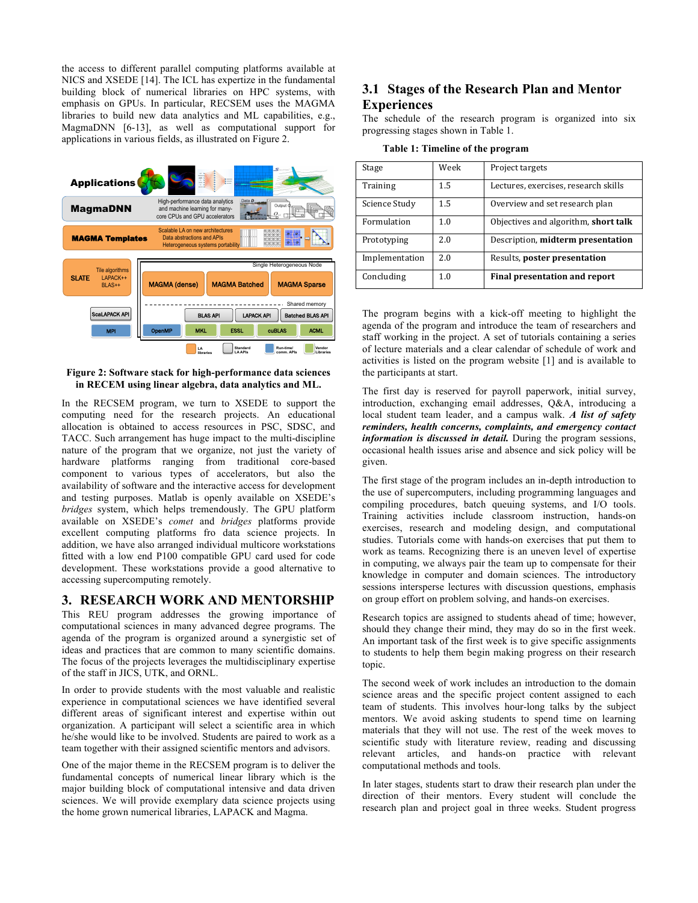the access to different parallel computing platforms available at NICS and XSEDE [14]. The ICL has expertize in the fundamental building block of numerical libraries on HPC systems, with emphasis on GPUs. In particular, RECSEM uses the MAGMA libraries to build new data analytics and ML capabilities, e.g., MagmaDNN [6-13], as well as computational support for applications in various fields, as illustrated on Figure 2.

**Figure 2: Software stack for high-performance data sciences in RECEM using linear algebra, data analytics and ML.**

In the RECSEM program, we turn to XSEDE to support the computing need for the research projects. An educational allocation is obtained to access resources in PSC, SDSC, and TACC. Such arrangement has huge impact to the multi-discipline nature of the program that we organize, not just the variety of hardware platforms ranging from traditional core-based component to various types of accelerators, but also the availability of software and the interactive access for development and testing purposes. Matlab is openly available on XSEDE's *bridges* system, which helps tremendously. The GPU platform available on XSEDE's *comet* and *bridges* platforms provide excellent computing platforms fro data science projects. In addition, we have also arranged individual multicore workstations fitted with a low end P100 compatible GPU card used for code development. These workstations provide a good alternative to accessing supercomputing remotely.

# 3. RESEARCH WORK AND MENTORSHIP

This REU program addresses the growing importance of computational sciences in many advanced degree programs. The agenda of the program is organized around a synergistic set of ideas and practices that are common to many scientific domains. The focus of the projects leverages the multidisciplinary expertise of the staff in JICS, UTK, and ORNL.

In order to provide students with the most valuable and realistic experience in computational sciences we have identified several different areas of significant interest and expertise within out organization. A participant will select a scientific area in which he/she would like to be involved. Students are paired to work as a team together with their assigned scientific mentors and advisors.

One of the major theme in the RECSEM program is to deliver the fundamental concepts of numerical linear library which is the major building block of computational intensive and data driven sciences. We will provide exemplary data science projects using the home grown numerical libraries, LAPACK and Magma.

## 3.1 Stages of the Research Plan and Mentor Experiences

The schedule of the research program is organized into six progressing stages shown in Table 1.

**Table 1: Timeline of the program**

| Stage | Week | Project targets |
|---|---|---|
| Training | 1.5 | Lectures, exercises, research skills |
| Science Study | 1.5 | Overview and set research plan |
| Formulation | 1.0 | Objectives and algorithm, **short talk** |
| Prototyping | 2.0 | Description, **midterm presentation** |
| Implementation | 2.0 | Results, **poster presentation** |
| Concluding | 1.0 | **Final presentation and report** |

The program begins with a kick-off meeting to highlight the agenda of the program and introduce the team of researchers and staff working in the project. A set of tutorials containing a series of lecture materials and a clear calendar of schedule of work and activities is listed on the program website [1] and is available to the participants at start.

The first day is reserved for payroll paperwork, initial survey, introduction, exchanging email addresses, Q&A, introducing a local student team leader, and a campus walk. ***A list of safety reminders, health concerns, complaints, and emergency contact information is discussed in detail.*** During the program sessions, occasional health issues arise and absence and sick policy will be given.

The first stage of the program includes an in-depth introduction to the use of supercomputers, including programming languages and compiling procedures, batch queuing systems, and I/O tools. Training activities include classroom instruction, hands-on exercises, research and modeling design, and computational studies. Tutorials come with hands-on exercises that put them to work as teams. Recognizing there is an uneven level of expertise in computing, we always pair the team up to compensate for their knowledge in computer and domain sciences. The introductory sessions intersperse lectures with discussion questions, emphasis on group effort on problem solving, and hands-on exercises.

Research topics are assigned to students ahead of time; however, should they change their mind, they may do so in the first week. An important task of the first week is to give specific assignments to students to help them begin making progress on their research topic.

The second week of work includes an introduction to the domain science areas and the specific project content assigned to each team of students. This involves hour-long talks by the subject mentors. We avoid asking students to spend time on learning materials that they will not use. The rest of the week moves to scientific study with literature review, reading and discussing relevant articles, and hands-on practice with relevant computational methods and tools.

In later stages, students start to draw their research plan under the direction of their mentors. Every student will conclude the research plan and project goal in three weeks. Student progress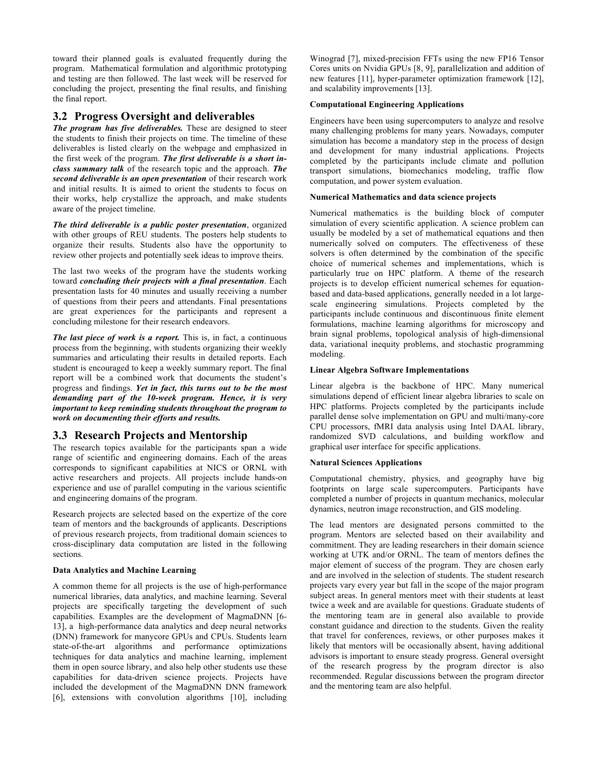toward their planned goals is evaluated frequently during the program. Mathematical formulation and algorithmic prototyping and testing are then followed. The last week will be reserved for concluding the project, presenting the final results, and finishing the final report.

## 3.2 Progress Oversight and deliverables

***The program has five deliverables.*** These are designed to steer the students to finish their projects on time. The timeline of these deliverables is listed clearly on the webpage and emphasized in the first week of the program. ***The first deliverable is a short in-class summary talk*** of the research topic and the approach. ***The second deliverable is an open presentation*** of their research work and initial results. It is aimed to orient the students to focus on their works, help crystallize the approach, and make students aware of the project timeline.

***The third deliverable is a public poster presentation***, organized with other groups of REU students. The posters help students to organize their results. Students also have the opportunity to review other projects and potentially seek ideas to improve theirs.

The last two weeks of the program have the students working toward ***concluding their projects with a final presentation***. Each presentation lasts for 40 minutes and usually receiving a number of questions from their peers and attendants. Final presentations are great experiences for the participants and represent a concluding milestone for their research endeavors.

***The last piece of work is a report.*** This is, in fact, a continuous process from the beginning, with students organizing their weekly summaries and articulating their results in detailed reports. Each student is encouraged to keep a weekly summary report. The final report will be a combined work that documents the student's progress and findings. ***Yet in fact, this turns out to be the most demanding part of the 10-week program. Hence, it is very important to keep reminding students throughout the program to work on documenting their efforts and results.***

## 3.3 Research Projects and Mentorship

The research topics available for the participants span a wide range of scientific and engineering domains. Each of the areas corresponds to significant capabilities at NICS or ORNL with active researchers and projects. All projects include hands-on experience and use of parallel computing in the various scientific and engineering domains of the program.

Research projects are selected based on the expertize of the core team of mentors and the backgrounds of applicants. Descriptions of previous research projects, from traditional domain sciences to cross-disciplinary data computation are listed in the following sections.

**Data Analytics and Machine Learning**

A common theme for all projects is the use of high-performance numerical libraries, data analytics, and machine learning. Several projects are specifically targeting the development of such capabilities. Examples are the development of MagmaDNN [6-13], a high-performance data analytics and deep neural networks (DNN) framework for manycore GPUs and CPUs. Students learn state-of-the-art algorithms and performance optimizations techniques for data analytics and machine learning, implement them in open source library, and also help other students use these capabilities for data-driven science projects. Projects have included the development of the MagmaDNN DNN framework [6], extensions with convolution algorithms [10], including Winograd [7], mixed-precision FFTs using the new FP16 Tensor Cores units on Nvidia GPUs [8, 9], parallelization and addition of new features [11], hyper-parameter optimization framework [12], and scalability improvements [13].

**Computational Engineering Applications**

Engineers have been using supercomputers to analyze and resolve many challenging problems for many years. Nowadays, computer simulation has become a mandatory step in the process of design and development for many industrial applications. Projects completed by the participants include climate and pollution transport simulations, biomechanics modeling, traffic flow computation, and power system evaluation.

**Numerical Mathematics and data science projects**

Numerical mathematics is the building block of computer simulation of every scientific application. A science problem can usually be modeled by a set of mathematical equations and then numerically solved on computers. The effectiveness of these solvers is often determined by the combination of the specific choice of numerical schemes and implementations, which is particularly true on HPC platform. A theme of the research projects is to develop efficient numerical schemes for equation-based and data-based applications, generally needed in a lot large-scale engineering simulations. Projects completed by the participants include continuous and discontinuous finite element formulations, machine learning algorithms for microscopy and brain signal problems, topological analysis of high-dimensional data, variational inequity problems, and stochastic programming modeling.

**Linear Algebra Software Implementations**

Linear algebra is the backbone of HPC. Many numerical simulations depend of efficient linear algebra libraries to scale on HPC platforms. Projects completed by the participants include parallel dense solve implementation on GPU and multi/many-core CPU processors, fMRI data analysis using Intel DAAL library, randomized SVD calculations, and building workflow and graphical user interface for specific applications.

**Natural Sciences Applications**

Computational chemistry, physics, and geography have big footprints on large scale supercomputers. Participants have completed a number of projects in quantum mechanics, molecular dynamics, neutron image reconstruction, and GIS modeling.

The lead mentors are designated persons committed to the program. Mentors are selected based on their availability and commitment. They are leading researchers in their domain science working at UTK and/or ORNL. The team of mentors defines the major element of success of the program. They are chosen early and are involved in the selection of students. The student research projects vary every year but fall in the scope of the major program subject areas. In general mentors meet with their students at least twice a week and are available for questions. Graduate students of the mentoring team are in general also available to provide constant guidance and direction to the students. Given the reality that travel for conferences, reviews, or other purposes makes it likely that mentors will be occasionally absent, having additional advisors is important to ensure steady progress. General oversight of the research progress by the program director is also recommended. Regular discussions between the program director and the mentoring team are also helpful.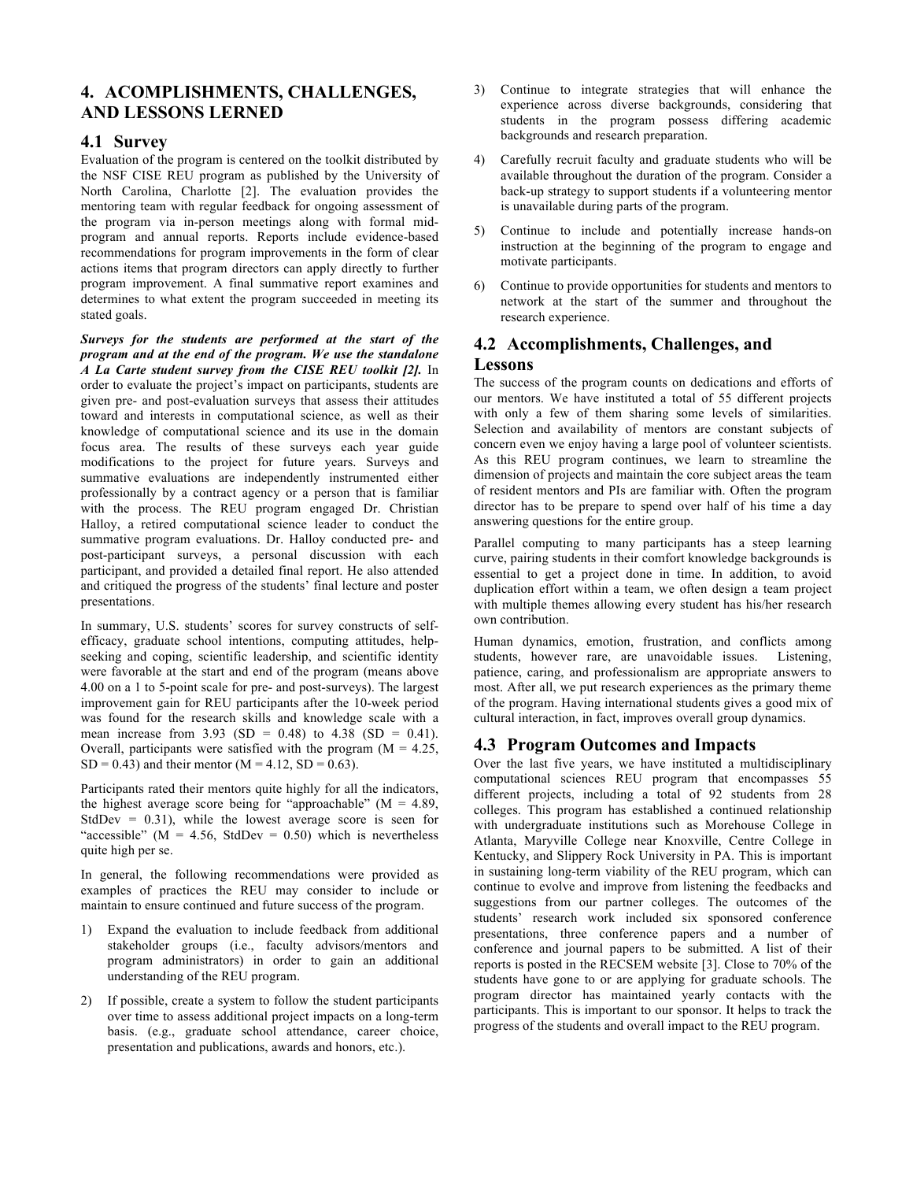## 4. ACOMPLISHMENTS, CHALLENGES, AND LESSONS LERNED

### 4.1 Survey

Evaluation of the program is centered on the toolkit distributed by the NSF CISE REU program as published by the University of North Carolina, Charlotte [2]. The evaluation provides the mentoring team with regular feedback for ongoing assessment of the program via in-person meetings along with formal mid-program and annual reports. Reports include evidence-based recommendations for program improvements in the form of clear actions items that program directors can apply directly to further program improvement. A final summative report examines and determines to what extent the program succeeded in meeting its stated goals.

***Surveys for the students are performed at the start of the program and at the end of the program. We use the standalone A La Carte student survey from the CISE REU toolkit [2].*** In order to evaluate the project's impact on participants, students are given pre- and post-evaluation surveys that assess their attitudes toward and interests in computational science, as well as their knowledge of computational science and its use in the domain focus area. The results of these surveys each year guide modifications to the project for future years. Surveys and summative evaluations are independently instrumented either professionally by a contract agency or a person that is familiar with the process. The REU program engaged Dr. Christian Halloy, a retired computational science leader to conduct the summative program evaluations. Dr. Halloy conducted pre- and post-participant surveys, a personal discussion with each participant, and provided a detailed final report. He also attended and critiqued the progress of the students' final lecture and poster presentations.

In summary, U.S. students' scores for survey constructs of self-efficacy, graduate school intentions, computing attitudes, help-seeking and coping, scientific leadership, and scientific identity were favorable at the start and end of the program (means above 4.00 on a 1 to 5-point scale for pre- and post-surveys). The largest improvement gain for REU participants after the 10-week period was found for the research skills and knowledge scale with a mean increase from 3.93 (SD = 0.48) to 4.38 (SD = 0.41). Overall, participants were satisfied with the program (M = 4.25, SD = 0.43) and their mentor (M = 4.12, SD = 0.63).

Participants rated their mentors quite highly for all the indicators, the highest average score being for "approachable" (M = 4.89, StdDev = 0.31), while the lowest average score is seen for "accessible" (M = 4.56, StdDev = 0.50) which is nevertheless quite high per se.

In general, the following recommendations were provided as examples of practices the REU may consider to include or maintain to ensure continued and future success of the program.

1) Expand the evaluation to include feedback from additional stakeholder groups (i.e., faculty advisors/mentors and program administrators) in order to gain an additional understanding of the REU program.
2) If possible, create a system to follow the student participants over time to assess additional project impacts on a long-term basis. (e.g., graduate school attendance, career choice, presentation and publications, awards and honors, etc.).
3) Continue to integrate strategies that will enhance the experience across diverse backgrounds, considering that students in the program possess differing academic backgrounds and research preparation.
4) Carefully recruit faculty and graduate students who will be available throughout the duration of the program. Consider a back-up strategy to support students if a volunteering mentor is unavailable during parts of the program.
5) Continue to include and potentially increase hands-on instruction at the beginning of the program to engage and motivate participants.
6) Continue to provide opportunities for students and mentors to network at the start of the summer and throughout the research experience.

### 4.2 Accomplishments, Challenges, and Lessons

The success of the program counts on dedications and efforts of our mentors. We have instituted a total of 55 different projects with only a few of them sharing some levels of similarities. Selection and availability of mentors are constant subjects of concern even we enjoy having a large pool of volunteer scientists. As this REU program continues, we learn to streamline the dimension of projects and maintain the core subject areas the team of resident mentors and PIs are familiar with. Often the program director has to be prepare to spend over half of his time a day answering questions for the entire group.

Parallel computing to many participants has a steep learning curve, pairing students in their comfort knowledge backgrounds is essential to get a project done in time. In addition, to avoid duplication effort within a team, we often design a team project with multiple themes allowing every student has his/her research own contribution.

Human dynamics, emotion, frustration, and conflicts among students, however rare, are unavoidable issues. Listening, patience, caring, and professionalism are appropriate answers to most. After all, we put research experiences as the primary theme of the program. Having international students gives a good mix of cultural interaction, in fact, improves overall group dynamics.

### 4.3 Program Outcomes and Impacts

Over the last five years, we have instituted a multidisciplinary computational sciences REU program that encompasses 55 different projects, including a total of 92 students from 28 colleges. This program has established a continued relationship with undergraduate institutions such as Morehouse College in Atlanta, Maryville College near Knoxville, Centre College in Kentucky, and Slippery Rock University in PA. This is important in sustaining long-term viability of the REU program, which can continue to evolve and improve from listening the feedbacks and suggestions from our partner colleges. The outcomes of the students' research work included six sponsored conference presentations, three conference papers and a number of conference and journal papers to be submitted. A list of their reports is posted in the RECSEM website [3]. Close to 70% of the students have gone to or are applying for graduate schools. The program director has maintained yearly contacts with the participants. This is important to our sponsor. It helps to track the progress of the students and overall impact to the REU program.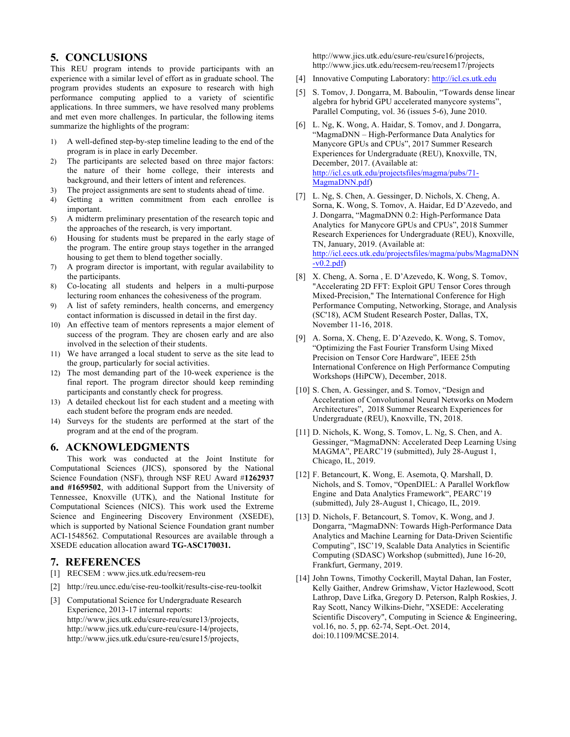## 5. CONCLUSIONS

This REU program intends to provide participants with an experience with a similar level of effort as in graduate school. The program provides students an exposure to research with high performance computing applied to a variety of scientific applications. In three summers, we have resolved many problems and met even more challenges. In particular, the following items summarize the highlights of the program:

1) A well-defined step-by-step timeline leading to the end of the program is in place in early December.
2) The participants are selected based on three major factors: the nature of their home college, their interests and background, and their letters of intent and references.
3) The project assignments are sent to students ahead of time.
4) Getting a written commitment from each enrollee is important.
5) A midterm preliminary presentation of the research topic and the approaches of the research, is very important.
6) Housing for students must be prepared in the early stage of the program. The entire group stays together in the arranged housing to get them to blend together socially.
7) A program director is important, with regular availability to the participants.
8) Co-locating all students and helpers in a multi-purpose lecturing room enhances the cohesiveness of the program.
9) A list of safety reminders, health concerns, and emergency contact information is discussed in detail in the first day.
10) An effective team of mentors represents a major element of success of the program. They are chosen early and are also involved in the selection of their students.
11) We have arranged a local student to serve as the site lead to the group, particularly for social activities.
12) The most demanding part of the 10-week experience is the final report. The program director should keep reminding participants and constantly check for progress.
13) A detailed checkout list for each student and a meeting with each student before the program ends are needed.
14) Surveys for the students are performed at the start of the program and at the end of the program.

## 6. ACKNOWLEDGMENTS

This work was conducted at the Joint Institute for Computational Sciences (JICS), sponsored by the National Science Foundation (NSF), through NSF REU Award #**1262937 and #1659502**, with additional Support from the University of Tennessee, Knoxville (UTK), and the National Institute for Computational Sciences (NICS). This work used the Extreme Science and Engineering Discovery Environment (XSEDE), which is supported by National Science Foundation grant number ACI-1548562. Computational Resources are available through a XSEDE education allocation award **TG-ASC170031.**

## 7. REFERENCES

[1] RECSEM : www.jics.utk.edu/recsem-reu

[2] http://reu.uncc.edu/cise-reu-toolkit/results-cise-reu-toolkit

[3] Computational Science for Undergraduate Research Experience, 2013-17 internal reports: http://www.jics.utk.edu/csure-reu/csure13/projects, http://www.jics.utk.edu/cure-reu/csure-14/projects, http://www.jics.utk.edu/csure-reu/csure15/projects, http://www.jics.utk.edu/csure-reu/csure16/projects, http://www.jics.utk.edu/recsem-reu/recsem17/projects

[4] Innovative Computing Laboratory: http://icl.cs.utk.edu

[5] S. Tomov, J. Dongarra, M. Baboulin, "Towards dense linear algebra for hybrid GPU accelerated manycore systems", Parallel Computing, vol. 36 (issues 5-6), June 2010.

[6] L. Ng, K. Wong, A. Haidar, S. Tomov, and J. Dongarra, "MagmaDNN – High-Performance Data Analytics for Manycore GPUs and CPUs", 2017 Summer Research Experiences for Undergraduate (REU), Knoxville, TN, December, 2017. (Available at: http://icl.cs.utk.edu/projectsfiles/magma/pubs/71-MagmaDNN.pdf)

[7] L. Ng, S. Chen, A. Gessinger, D. Nichols, X. Cheng, A. Sorna, K. Wong, S. Tomov, A. Haidar, Ed D'Azevedo, and J. Dongarra, "MagmaDNN 0.2: High-Performance Data Analytics for Manycore GPUs and CPUs", 2018 Summer Research Experiences for Undergraduate (REU), Knoxville, TN, January, 2019. (Available at: http://icl.eecs.utk.edu/projectsfiles/magma/pubs/MagmaDNN-v0.2.pdf)

[8] X. Cheng, A. Sorna , E. D'Azevedo, K. Wong, S. Tomov, "Accelerating 2D FFT: Exploit GPU Tensor Cores through Mixed-Precision," The International Conference for High Performance Computing, Networking, Storage, and Analysis (SC'18), ACM Student Research Poster, Dallas, TX, November 11-16, 2018.

[9] A. Sorna, X. Cheng, E. D'Azevedo, K. Wong, S. Tomov, "Optimizing the Fast Fourier Transform Using Mixed Precision on Tensor Core Hardware", IEEE 25th International Conference on High Performance Computing Workshops (HiPCW), December, 2018.

[10] S. Chen, A. Gessinger, and S. Tomov, "Design and Acceleration of Convolutional Neural Networks on Modern Architectures", 2018 Summer Research Experiences for Undergraduate (REU), Knoxville, TN, 2018.

[11] D. Nichols, K. Wong, S. Tomov, L. Ng, S. Chen, and A. Gessinger, "MagmaDNN: Accelerated Deep Learning Using MAGMA", PEARC'19 (submitted), July 28-August 1, Chicago, IL, 2019.

[12] F. Betancourt, K. Wong, E. Asemota, Q. Marshall, D. Nichols, and S. Tomov, "OpenDIEL: A Parallel Workflow Engine and Data Analytics Framework", PEARC'19 (submitted), July 28-August 1, Chicago, IL, 2019.

[13] D. Nichols, F. Betancourt, S. Tomov, K. Wong, and J. Dongarra, "MagmaDNN: Towards High-Performance Data Analytics and Machine Learning for Data-Driven Scientific Computing", ISC'19, Scalable Data Analytics in Scientific Computing (SDASC) Workshop (submitted), June 16-20, Frankfurt, Germany, 2019.

[14] John Towns, Timothy Cockerill, Maytal Dahan, Ian Foster, Kelly Gaither, Andrew Grimshaw, Victor Hazlewood, Scott Lathrop, Dave Lifka, Gregory D. Peterson, Ralph Roskies, J. Ray Scott, Nancy Wilkins-Diehr, "XSEDE: Accelerating Scientific Discovery", Computing in Science & Engineering, vol.16, no. 5, pp. 62-74, Sept.-Oct. 2014, doi:10.1109/MCSE.2014.